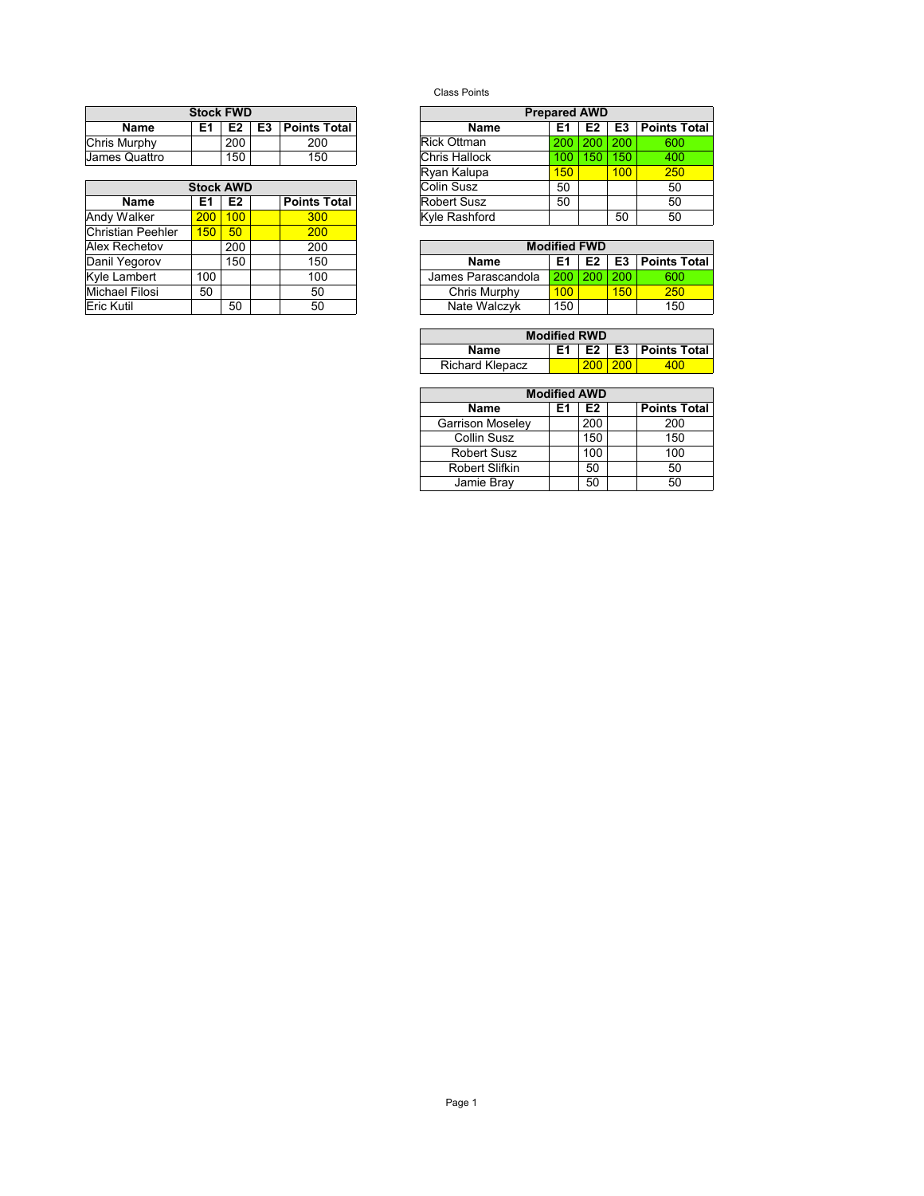Class Points

| Stock FWD | | | | |
|---|---|---|---|---|
| Name | E1 | E2 | E3 | Points Total |
| Chris Murphy | | 200 | | 200 |
| James Quattro | | 150 | | 150 |

| Stock AWD | | | | |
|---|---|---|---|---|
| Name | E1 | E2 | | Points Total |
| Andy Walker | 200 | 100 | | 300 |
| Christian Peehler | 150 | 50 | | 200 |
| Alex Rechetov | | 200 | | 200 |
| Danil Yegorov | | 150 | | 150 |
| Kyle Lambert | 100 | | | 100 |
| Michael Filosi | 50 | | | 50 |
| Eric Kutil | | 50 | | 50 |

| Prepared AWD | | | | |
|---|---|---|---|---|
| Name | E1 | E2 | E3 | Points Total |
| Rick Ottman | 200 | 200 | 200 | 600 |
| Chris Hallock | 100 | 150 | 150 | 400 |
| Ryan Kalupa | 150 | | 100 | 250 |
| Colin Susz | 50 | | | 50 |
| Robert Susz | 50 | | | 50 |
| Kyle Rashford | | | 50 | 50 |

| Modified FWD | | | | |
|---|---|---|---|---|
| Name | E1 | E2 | E3 | Points Total |
| James Parascandola | 200 | 200 | 200 | 600 |
| Chris Murphy | 100 | | 150 | 250 |
| Nate Walczyk | 150 | | | 150 |

| Modified RWD | | | | |
|---|---|---|---|---|
| Name | E1 | E2 | E3 | Points Total |
| Richard Klepacz | | 200 | 200 | 400 |

| Modified AWD | | | | |
|---|---|---|---|---|
| Name | E1 | E2 | | Points Total |
| Garrison Moseley | | 200 | | 200 |
| Collin Susz | | 150 | | 150 |
| Robert Susz | | 100 | | 100 |
| Robert Slifkin | | 50 | | 50 |
| Jamie Bray | | 50 | | 50 |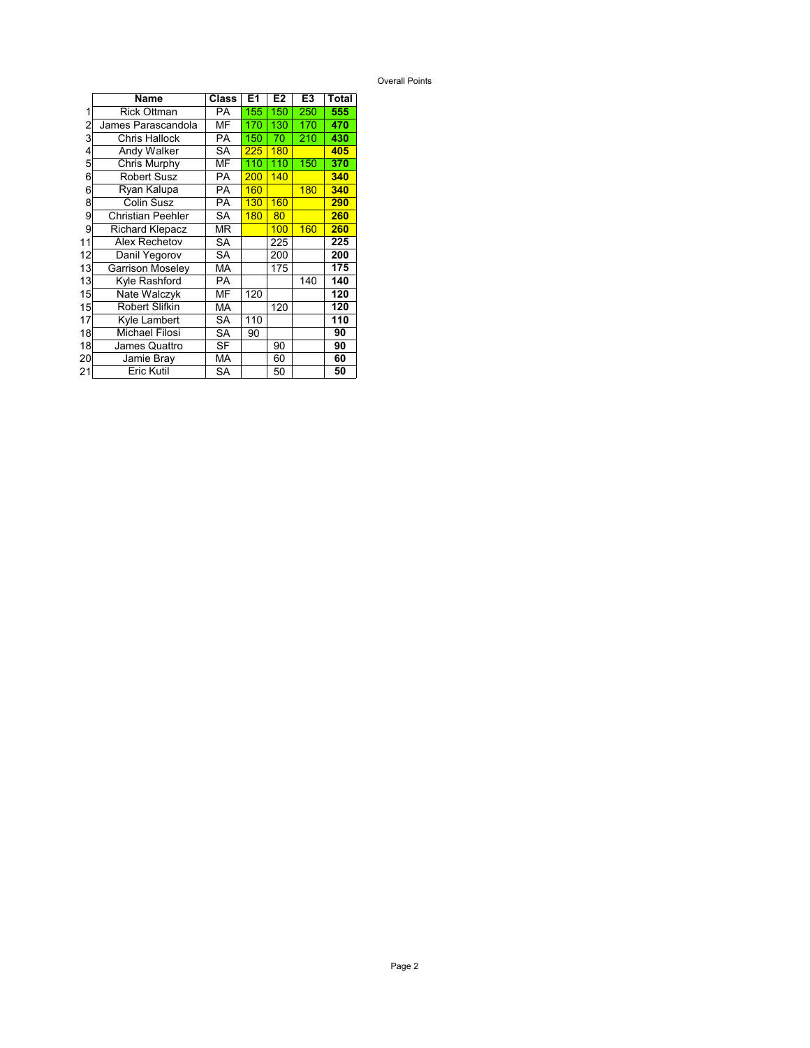Overall Points

| | Name | Class | E1 | E2 | E3 | Total |
|---|---|---|---|---|---|---|
| 1 | Rick Ottman | PA | 155 | 150 | 250 | **555** |
| 2 | James Parascandola | MF | 170 | 130 | 170 | **470** |
| 3 | Chris Hallock | PA | 150 | 70 | 210 | **430** |
| 4 | Andy Walker | SA | 225 | 180 | | **405** |
| 5 | Chris Murphy | MF | 110 | 110 | 150 | **370** |
| 6 | Robert Susz | PA | 200 | 140 | | **340** |
| 6 | Ryan Kalupa | PA | 160 | | 180 | **340** |
| 8 | Colin Susz | PA | 130 | 160 | | **290** |
| 9 | Christian Peehler | SA | 180 | 80 | | **260** |
| 9 | Richard Klepacz | MR | | 100 | 160 | **260** |
| 11 | Alex Rechetov | SA | | 225 | | **225** |
| 12 | Danil Yegorov | SA | | 200 | | **200** |
| 13 | Garrison Moseley | MA | | 175 | | **175** |
| 13 | Kyle Rashford | PA | | | 140 | **140** |
| 15 | Nate Walczyk | MF | 120 | | | **120** |
| 15 | Robert Slifkin | MA | | 120 | | **120** |
| 17 | Kyle Lambert | SA | 110 | | | **110** |
| 18 | Michael Filosi | SA | 90 | | | **90** |
| 18 | James Quattro | SF | | 90 | | **90** |
| 20 | Jamie Bray | MA | | 60 | | **60** |
| 21 | Eric Kutil | SA | | 50 | | **50** |